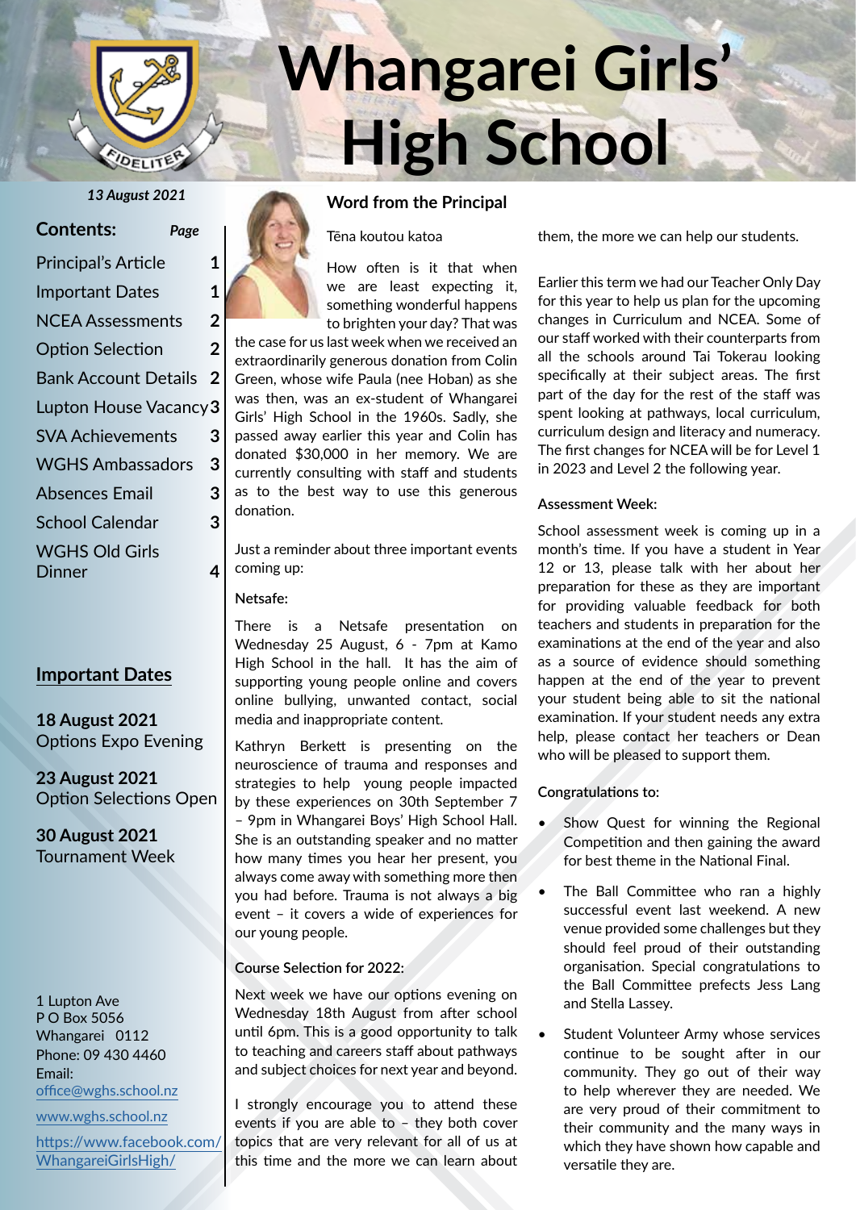# Whangarei Girls' High School

*13 August 2021*

**Contents:** *Page*

| | |
|---|---|
| Principal's Article | 1 |
| Important Dates | 1 |
| NCEA Assessments | 2 |
| Option Selection | 2 |
| Bank Account Details | 2 |
| Lupton House Vacancy | 3 |
| SVA Achievements | 3 |
| WGHS Ambassadors | 3 |
| Absences Email | 3 |
| School Calendar | 3 |
| WGHS Old Girls Dinner | 4 |

## Important Dates

**18 August 2021**
Options Expo Evening

**23 August 2021**
Option Selections Open

**30 August 2021**
Tournament Week

1 Lupton Ave
P O Box 5056
Whangarei 0112
Phone: 09 430 4460
Email:
office@wghs.school.nz

www.wghs.school.nz

https://www.facebook.com/WhangareiGirlsHigh/

## Word from the Principal

Tēna koutou katoa

How often is it that when we are least expecting it, something wonderful happens to brighten your day? That was the case for us last week when we received an extraordinarily generous donation from Colin Green, whose wife Paula (nee Hoban) as she was then, was an ex-student of Whangarei Girls' High School in the 1960s. Sadly, she passed away earlier this year and Colin has donated $30,000 in her memory. We are currently consulting with staff and students as to the best way to use this generous donation.

Just a reminder about three important events coming up:

**Netsafe:**

There is a Netsafe presentation on Wednesday 25 August, 6 - 7pm at Kamo High School in the hall. It has the aim of supporting young people online and covers online bullying, unwanted contact, social media and inappropriate content.

Kathryn Berkett is presenting on the neuroscience of trauma and responses and strategies to help young people impacted by these experiences on 30th September 7 – 9pm in Whangarei Boys' High School Hall. She is an outstanding speaker and no matter how many times you hear her present, you always come away with something more then you had before. Trauma is not always a big event – it covers a wide of experiences for our young people.

**Course Selection for 2022:**

Next week we have our options evening on Wednesday 18th August from after school until 6pm. This is a good opportunity to talk to teaching and careers staff about pathways and subject choices for next year and beyond.

I strongly encourage you to attend these events if you are able to – they both cover topics that are very relevant for all of us at this time and the more we can learn about them, the more we can help our students.

Earlier this term we had our Teacher Only Day for this year to help us plan for the upcoming changes in Curriculum and NCEA. Some of our staff worked with their counterparts from all the schools around Tai Tokerau looking specifically at their subject areas. The first part of the day for the rest of the staff was spent looking at pathways, local curriculum, curriculum design and literacy and numeracy. The first changes for NCEA will be for Level 1 in 2023 and Level 2 the following year.

**Assessment Week:**

School assessment week is coming up in a month's time. If you have a student in Year 12 or 13, please talk with her about her preparation for these as they are important for providing valuable feedback for both teachers and students in preparation for the examinations at the end of the year and also as a source of evidence should something happen at the end of the year to prevent your student being able to sit the national examination. If your student needs any extra help, please contact her teachers or Dean who will be pleased to support them.

**Congratulations to:**

- Show Quest for winning the Regional Competition and then gaining the award for best theme in the National Final.
- The Ball Committee who ran a highly successful event last weekend. A new venue provided some challenges but they should feel proud of their outstanding organisation. Special congratulations to the Ball Committee prefects Jess Lang and Stella Lassey.
- Student Volunteer Army whose services continue to be sought after in our community. They go out of their way to help wherever they are needed. We are very proud of their commitment to their community and the many ways in which they have shown how capable and versatile they are.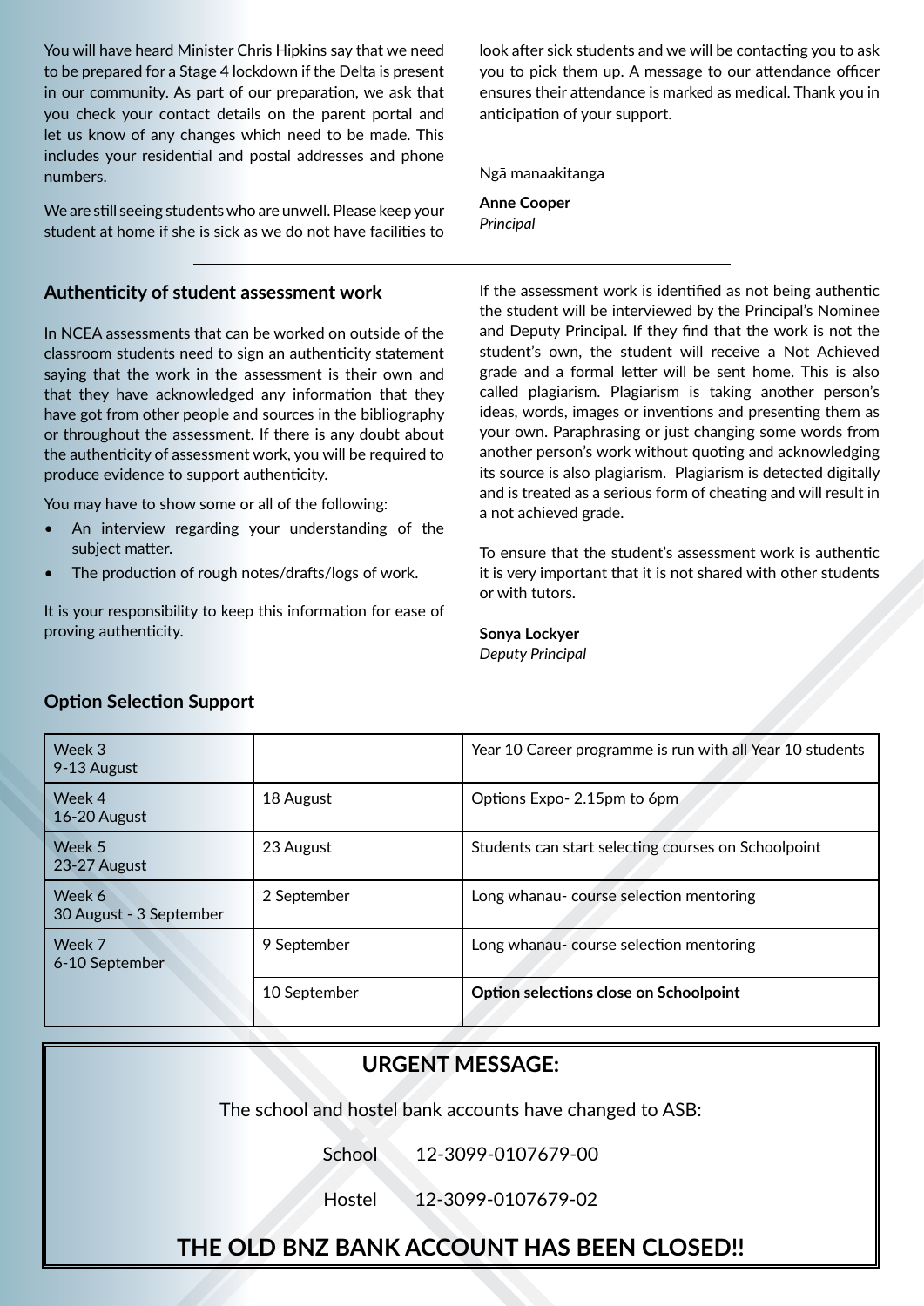You will have heard Minister Chris Hipkins say that we need to be prepared for a Stage 4 lockdown if the Delta is present in our community. As part of our preparation, we ask that you check your contact details on the parent portal and let us know of any changes which need to be made. This includes your residential and postal addresses and phone numbers.

We are still seeing students who are unwell. Please keep your student at home if she is sick as we do not have facilities to look after sick students and we will be contacting you to ask you to pick them up. A message to our attendance officer ensures their attendance is marked as medical. Thank you in anticipation of your support.

Ngā manaakitanga

**Anne Cooper**
*Principal*

---

### Authenticity of student assessment work

In NCEA assessments that can be worked on outside of the classroom students need to sign an authenticity statement saying that the work in the assessment is their own and that they have acknowledged any information that they have got from other people and sources in the bibliography or throughout the assessment. If there is any doubt about the authenticity of assessment work, you will be required to produce evidence to support authenticity.

You may have to show some or all of the following:

- An interview regarding your understanding of the subject matter.
- The production of rough notes/drafts/logs of work.

It is your responsibility to keep this information for ease of proving authenticity.

If the assessment work is identified as not being authentic the student will be interviewed by the Principal's Nominee and Deputy Principal. If they find that the work is not the student's own, the student will receive a Not Achieved grade and a formal letter will be sent home. This is also called plagiarism. Plagiarism is taking another person's ideas, words, images or inventions and presenting them as your own. Paraphrasing or just changing some words from another person's work without quoting and acknowledging its source is also plagiarism. Plagiarism is detected digitally and is treated as a serious form of cheating and will result in a not achieved grade.

To ensure that the student's assessment work is authentic it is very important that it is not shared with other students or with tutors.

**Sonya Lockyer**
*Deputy Principal*

### Option Selection Support

| Week | Date | Activity |
|---|---|---|
| Week 3<br>9-13 August | | Year 10 Career programme is run with all Year 10 students |
| Week 4<br>16-20 August | 18 August | Options Expo- 2.15pm to 6pm |
| Week 5<br>23-27 August | 23 August | Students can start selecting courses on Schoolpoint |
| Week 6<br>30 August - 3 September | 2 September | Long whanau- course selection mentoring |
| Week 7<br>6-10 September | 9 September | Long whanau- course selection mentoring |
| | 10 September | **Option selections close on Schoolpoint** |

## URGENT MESSAGE:

The school and hostel bank accounts have changed to ASB:

School 12-3099-0107679-00

Hostel 12-3099-0107679-02

## THE OLD BNZ BANK ACCOUNT HAS BEEN CLOSED!!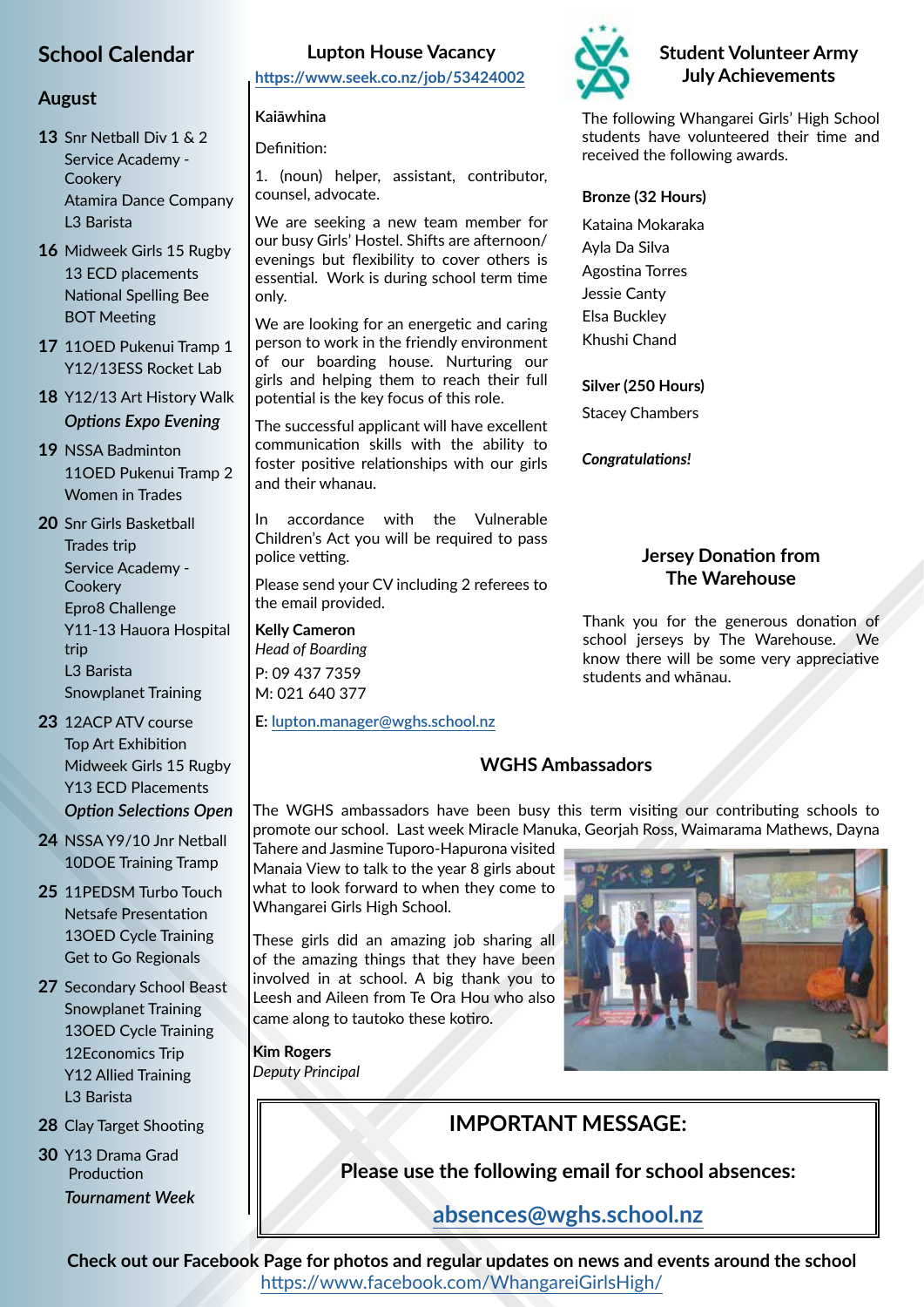## School Calendar

### August

**13** Snr Netball Div 1 & 2
Service Academy - Cookery
Atamira Dance Company
L3 Barista

**16** Midweek Girls 15 Rugby
13 ECD placements
National Spelling Bee
BOT Meeting

**17** 11OED Pukenui Tramp 1
Y12/13ESS Rocket Lab

**18** Y12/13 Art History Walk
*Options Expo Evening*

**19** NSSA Badminton
11OED Pukenui Tramp 2
Women in Trades

**20** Snr Girls Basketball
Trades trip
Service Academy - Cookery
Epro8 Challenge
Y11-13 Hauora Hospital trip
L3 Barista
Snowplanet Training

**23** 12ACP ATV course
Top Art Exhibition
Midweek Girls 15 Rugby
Y13 ECD Placements
*Option Selections Open*

**24** NSSA Y9/10 Jnr Netball
10DOE Training Tramp

**25** 11PEDSM Turbo Touch
Netsafe Presentation
13OED Cycle Training
Get to Go Regionals

**27** Secondary School Beast
Snowplanet Training
13OED Cycle Training
12Economics Trip
Y12 Allied Training
L3 Barista

**28** Clay Target Shooting

**30** Y13 Drama Grad Production
*Tournament Week*

## Lupton House Vacancy

https://www.seek.co.nz/job/53424002

**Kaiāwhina**

Definition:

1. (noun) helper, assistant, contributor, counsel, advocate.

We are seeking a new team member for our busy Girls' Hostel. Shifts are afternoon/evenings but flexibility to cover others is essential. Work is during school term time only.

We are looking for an energetic and caring person to work in the friendly environment of our boarding house. Nurturing our girls and helping them to reach their full potential is the key focus of this role.

The successful applicant will have excellent communication skills with the ability to foster positive relationships with our girls and their whanau.

In accordance with the Vulnerable Children's Act you will be required to pass police vetting.

Please send your CV including 2 referees to the email provided.

**Kelly Cameron**
*Head of Boarding*
P: 09 437 7359
M: 021 640 377

**E:** lupton.manager@wghs.school.nz

## Student Volunteer Army July Achievements

The following Whangarei Girls' High School students have volunteered their time and received the following awards.

**Bronze (32 Hours)**

Kataina Mokaraka
Ayla Da Silva
Agostina Torres
Jessie Canty
Elsa Buckley
Khushi Chand

**Silver (250 Hours)**

Stacey Chambers

***Congratulations!***

## Jersey Donation from The Warehouse

Thank you for the generous donation of school jerseys by The Warehouse. We know there will be some very appreciative students and whānau.

## WGHS Ambassadors

The WGHS ambassadors have been busy this term visiting our contributing schools to promote our school. Last week Miracle Manuka, Georjah Ross, Waimarama Mathews, Dayna Tahere and Jasmine Tuporo-Hapurona visited Manaia View to talk to the year 8 girls about what to look forward to when they come to Whangarei Girls High School.

These girls did an amazing job sharing all of the amazing things that they have been involved in at school. A big thank you to Leesh and Aileen from Te Ora Hou who also came along to tautoko these kotiro.

**Kim Rogers**
*Deputy Principal*

## IMPORTANT MESSAGE:

**Please use the following email for school absences:**

**absences@wghs.school.nz**

**Check out our Facebook Page for photos and regular updates on news and events around the school**
https://www.facebook.com/WhangareiGirlsHigh/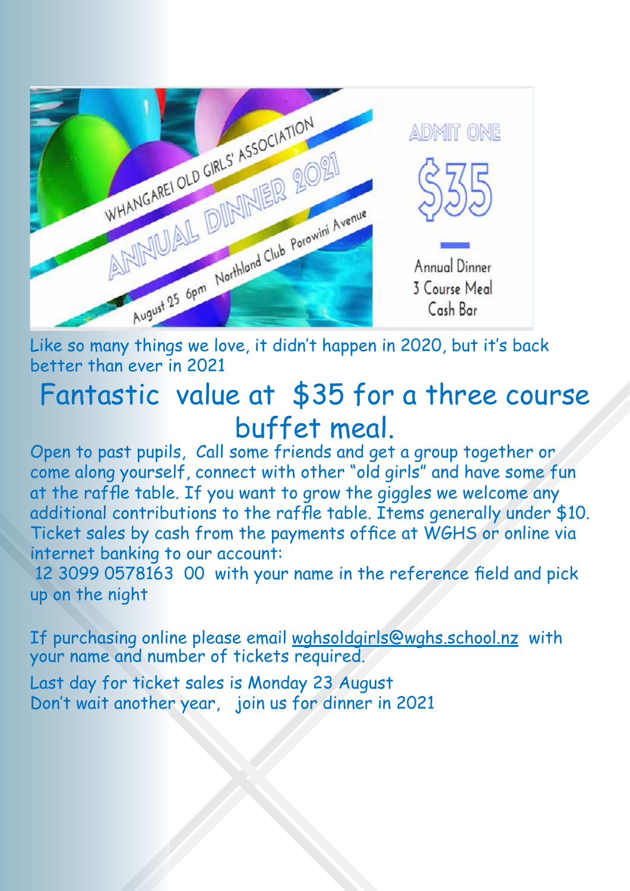WHANGAREI OLD GIRLS' ASSOCIATION

ANNUAL DINNER 2021

August 25 6pm Northland Club Porowini Avenue

ADMIT ONE

$35

Annual Dinner
3 Course Meal
Cash Bar

Like so many things we love, it didn't happen in 2020, but it's back better than ever in 2021

# Fantastic value at $35 for a three course buffet meal.

Open to past pupils, Call some friends and get a group together or come along yourself, connect with other "old girls" and have some fun at the raffle table. If you want to grow the giggles we welcome any additional contributions to the raffle table. Items generally under $10. Ticket sales by cash from the payments office at WGHS or online via internet banking to our account:
12 3099 0578163 00 with your name in the reference field and pick up on the night

If purchasing online please email wghsoldgirls@wghs.school.nz with your name and number of tickets required.

Last day for ticket sales is Monday 23 August
Don't wait another year, join us for dinner in 2021